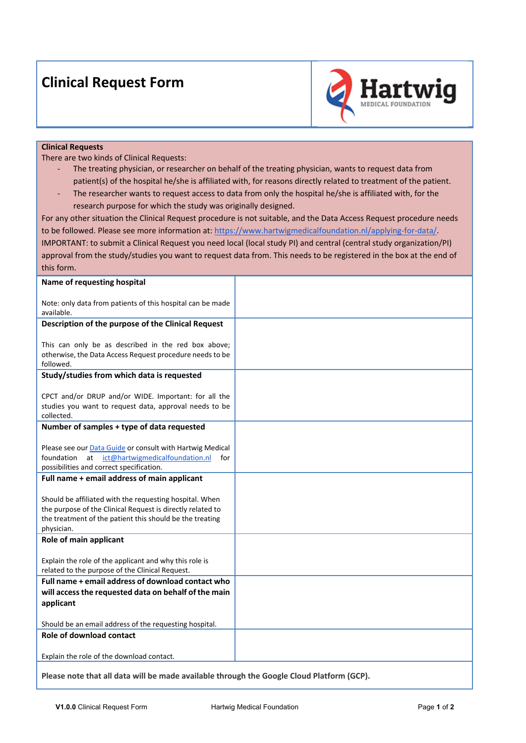# Clinical Request Form

**Clinical Requests**

There are two kinds of Clinical Requests:

- The treating physician, or researcher on behalf of the treating physician, wants to request data from patient(s) of the hospital he/she is affiliated with, for reasons directly related to treatment of the patient.
- The researcher wants to request access to data from only the hospital he/she is affiliated with, for the research purpose for which the study was originally designed.

For any other situation the Clinical Request procedure is not suitable, and the Data Access Request procedure needs to be followed. Please see more information at: [https://www.hartwigmedicalfoundation.nl/applying-for-data/](https://www.hartwigmedicalfoundation.nl/applying-for-data/).

IMPORTANT: to submit a Clinical Request you need local (local study PI) and central (central study organization/PI) approval from the study/studies you want to request data from. This needs to be registered in the box at the end of this form.

| | |
|---|---|
| **Name of requesting hospital**<br><br>Note: only data from patients of this hospital can be made available. | |
| **Description of the purpose of the Clinical Request**<br><br>This can only be as described in the red box above; otherwise, the Data Access Request procedure needs to be followed. | |
| **Study/studies from which data is requested**<br><br>CPCT and/or DRUP and/or WIDE. Important: for all the studies you want to request data, approval needs to be collected. | |
| **Number of samples + type of data requested**<br><br>Please see our Data Guide or consult with Hartwig Medical foundation at ict@hartwigmedicalfoundation.nl for possibilities and correct specification. | |
| **Full name + email address of main applicant**<br><br>Should be affiliated with the requesting hospital. When the purpose of the Clinical Request is directly related to the treatment of the patient this should be the treating physician. | |
| **Role of main applicant**<br><br>Explain the role of the applicant and why this role is related to the purpose of the Clinical Request. | |
| **Full name + email address of download contact who will access the requested data on behalf of the main applicant**<br><br>Should be an email address of the requesting hospital. | |
| **Role of download contact**<br><br>Explain the role of the download contact. | |

**Please note that all data will be made available through the Google Cloud Platform (GCP).**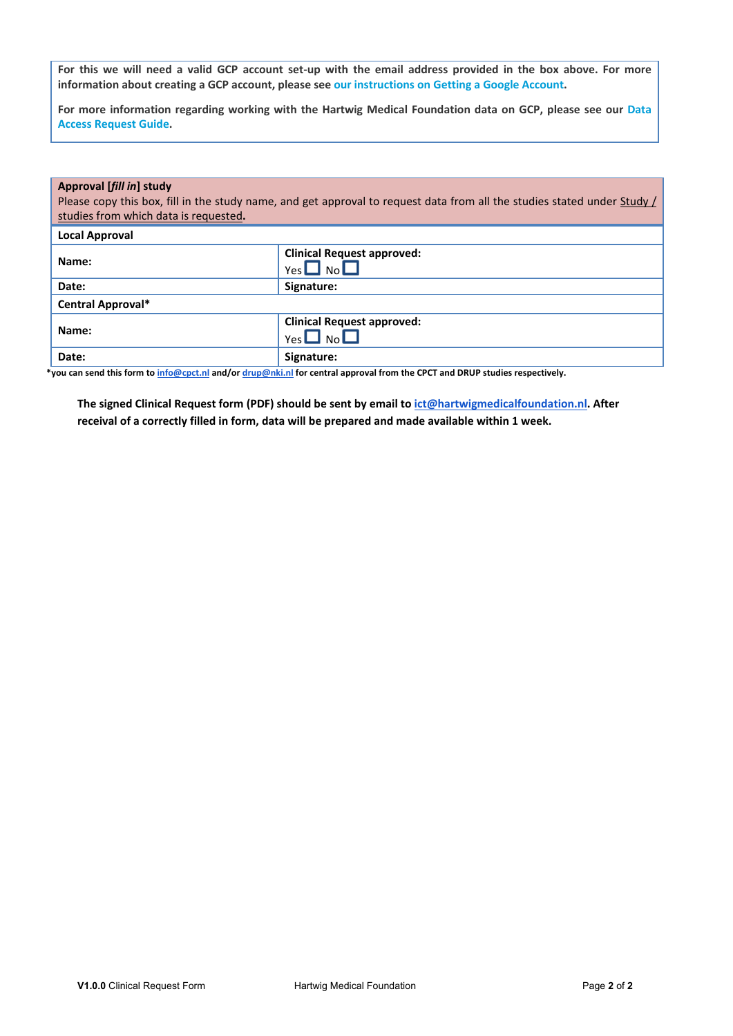**For this we will need a valid GCP account set-up with the email address provided in the box above. For more information about creating a GCP account, please see our instructions on Getting a Google Account.**

**For more information regarding working with the Hartwig Medical Foundation data on GCP, please see our Data Access Request Guide.**

| | |
|---|---|
| **Approval [*fill in*] study** Please copy this box, fill in the study name, and get approval to request data from all the studies stated under Study / studies from which data is requested**.** | |
| **Local Approval** | |
| **Name:** | **Clinical Request approved:** Yes ☐ No ☐ |
| **Date:** | **Signature:** |
| **Central Approval*** | |
| **Name:** | **Clinical Request approved:** Yes ☐ No ☐ |
| **Date:** | **Signature:** |

***you can send this form to info@cpct.nl and/or drup@nki.nl for central approval from the CPCT and DRUP studies respectively.**

**The signed Clinical Request form (PDF) should be sent by email to ict@hartwigmedicalfoundation.nl. After receival of a correctly filled in form, data will be prepared and made available within 1 week.**